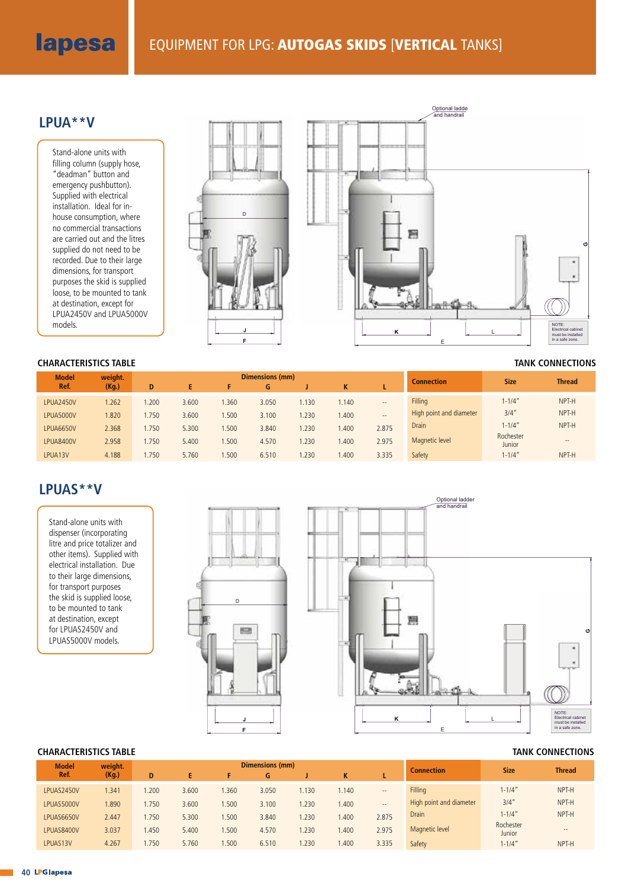# EQUIPMENT FOR LPG: **AUTOGAS SKIDS** [**VERTICAL** TANKS]

## LPUA**V

Stand-alone units with filling column (supply hose, "deadman" button and emergency pushbutton). Supplied with electrical installation. Ideal for in-house consumption, where no commercial transactions are carried out and the litres supplied do not need to be recorded. Due to their large dimensions, for transport purposes the skid is supplied loose, to be mounted to tank at destination, except for LPUA2450V and LPUA5000V models.

Optional ladde and handrail

NOTE: Electrical cabinet must be installed in a safe zone.

### CHARACTERISTICS TABLE

| Model Ref. | weight. (Kg.) | Dimensions (mm) D | E | F | G | J | K | L |
|---|---|---|---|---|---|---|---|---|
| LPUA2450V | 1.262 | 1.200 | 3.600 | 1.360 | 3.050 | 1.130 | 1.140 | -- |
| LPUA5000V | 1.820 | 1.750 | 3.600 | 1.500 | 3.100 | 1.230 | 1.400 | -- |
| LPUA6650V | 2.368 | 1.750 | 5.300 | 1.500 | 3.840 | 1.230 | 1.400 | 2.875 |
| LPUA8400V | 2.958 | 1.750 | 5.400 | 1.500 | 4.570 | 1.230 | 1.400 | 2.975 |
| LPUA13V | 4.188 | 1.750 | 5.760 | 1.500 | 6.510 | 1.230 | 1.400 | 3.335 |

### TANK CONNECTIONS

| Connection | Size | Thread |
|---|---|---|
| Filling | 1-1/4" | NPT-H |
| High point and diameter | 3/4" | NPT-H |
| Drain | 1-1/4" | NPT-H |
| Magnetic level | Rochester Junior | -- |
| Safety | 1-1/4" | NPT-H |

## LPUAS**V

Stand-alone units with dispenser (incorporating litre and price totalizer and other items). Supplied with electrical installation. Due to their large dimensions, for transport purposes the skid is supplied loose, to be mounted to tank at destination, except for LPUAS2450V and LPUAS5000V models.

Optional ladder and handrail

NOTE: Electrical cabinet must be installed in a safe zone.

### CHARACTERISTICS TABLE

| Model Ref. | weight. (Kg.) | Dimensions (mm) D | E | F | G | J | K | L |
|---|---|---|---|---|---|---|---|---|
| LPUAS2450V | 1.341 | 1.200 | 3.600 | 1.360 | 3.050 | 1.130 | 1.140 | -- |
| LPUAS5000V | 1.890 | 1.750 | 3.600 | 1.500 | 3.100 | 1.230 | 1.400 | -- |
| LPUAS6650V | 2.447 | 1.750 | 5.300 | 1.500 | 3.840 | 1.230 | 1.400 | 2.875 |
| LPUAS8400V | 3.037 | 1.450 | 5.400 | 1.500 | 4.570 | 1.230 | 1.400 | 2.975 |
| LPUAS13V | 4.267 | 1.750 | 5.760 | 1.500 | 6.510 | 1.230 | 1.400 | 3.335 |

### TANK CONNECTIONS

| Connection | Size | Thread |
|---|---|---|
| Filling | 1-1/4" | NPT-H |
| High point and diameter | 3/4" | NPT-H |
| Drain | 1-1/4" | NPT-H |
| Magnetic level | Rochester Junior | -- |
| Safety | 1-1/4" | NPT-H |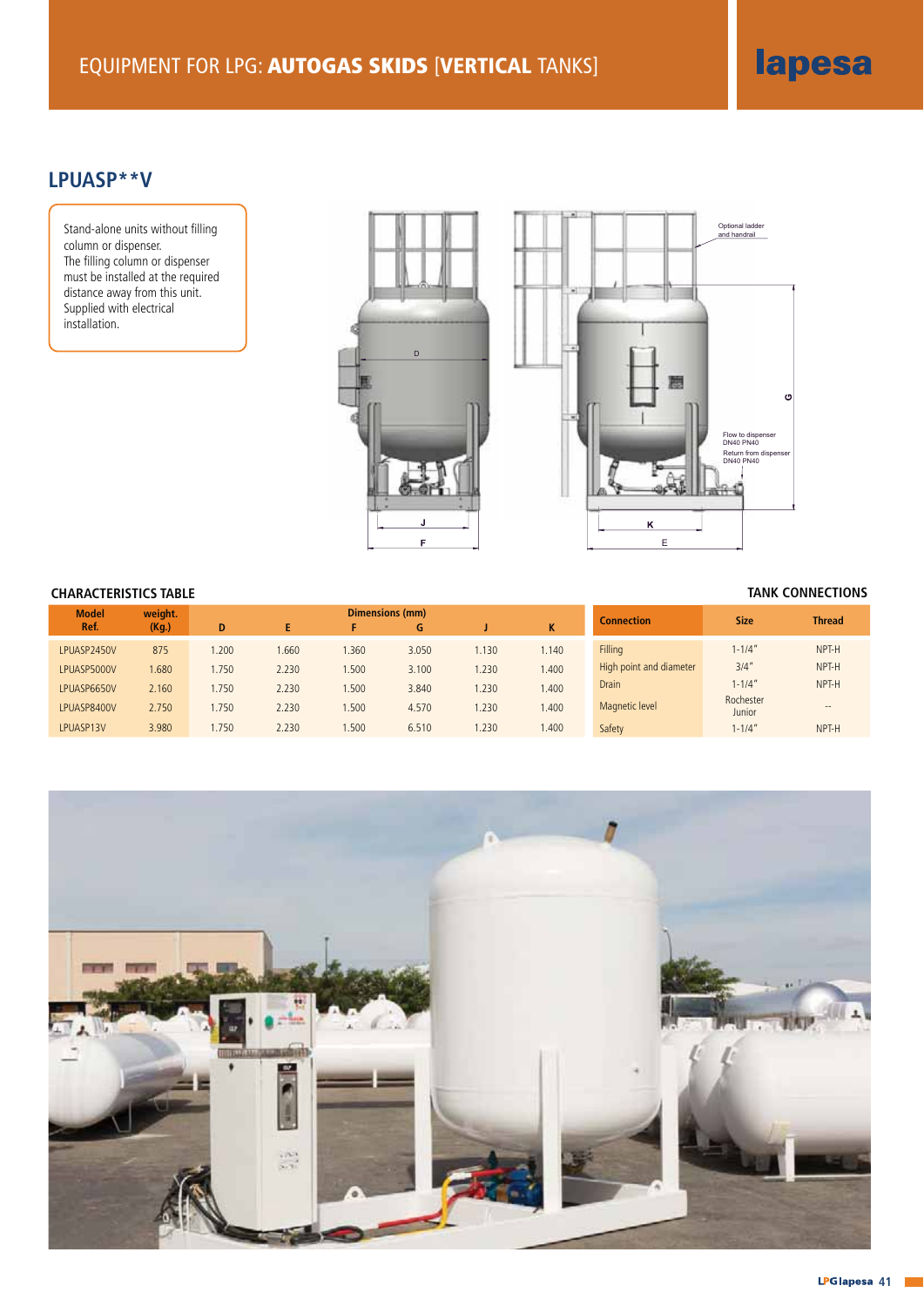# EQUIPMENT FOR LPG: **AUTOGAS SKIDS** [**VERTICAL** TANKS]

## LPUASP**V

Stand-alone units without filling column or dispenser.
The filling column or dispenser must be installed at the required distance away from this unit.
Supplied with electrical installation.

D

J

F

Optional ladder and handrail

G

Flow to dispenser DN40 PN40

Return from dispenser DN40 PN40

K

E

### CHARACTERISTICS TABLE

| Model Ref. | weight. (Kg.) | Dimensions (mm) D | E | F | G | J | K |
|---|---|---|---|---|---|---|---|
| LPUASP2450V | 875 | 1.200 | 1.660 | 1.360 | 3.050 | 1.130 | 1.140 |
| LPUASP5000V | 1.680 | 1.750 | 2.230 | 1.500 | 3.100 | 1.230 | 1.400 |
| LPUASP6650V | 2.160 | 1.750 | 2.230 | 1.500 | 3.840 | 1.230 | 1.400 |
| LPUASP8400V | 2.750 | 1.750 | 2.230 | 1.500 | 4.570 | 1.230 | 1.400 |
| LPUASP13V | 3.980 | 1.750 | 2.230 | 1.500 | 6.510 | 1.230 | 1.400 |

### TANK CONNECTIONS

| Connection | Size | Thread |
|---|---|---|
| Filling | 1-1/4" | NPT-H |
| High point and diameter | 3/4" | NPT-H |
| Drain | 1-1/4" | NPT-H |
| Magnetic level | Rochester Junior | -- |
| Safety | 1-1/4" | NPT-H |